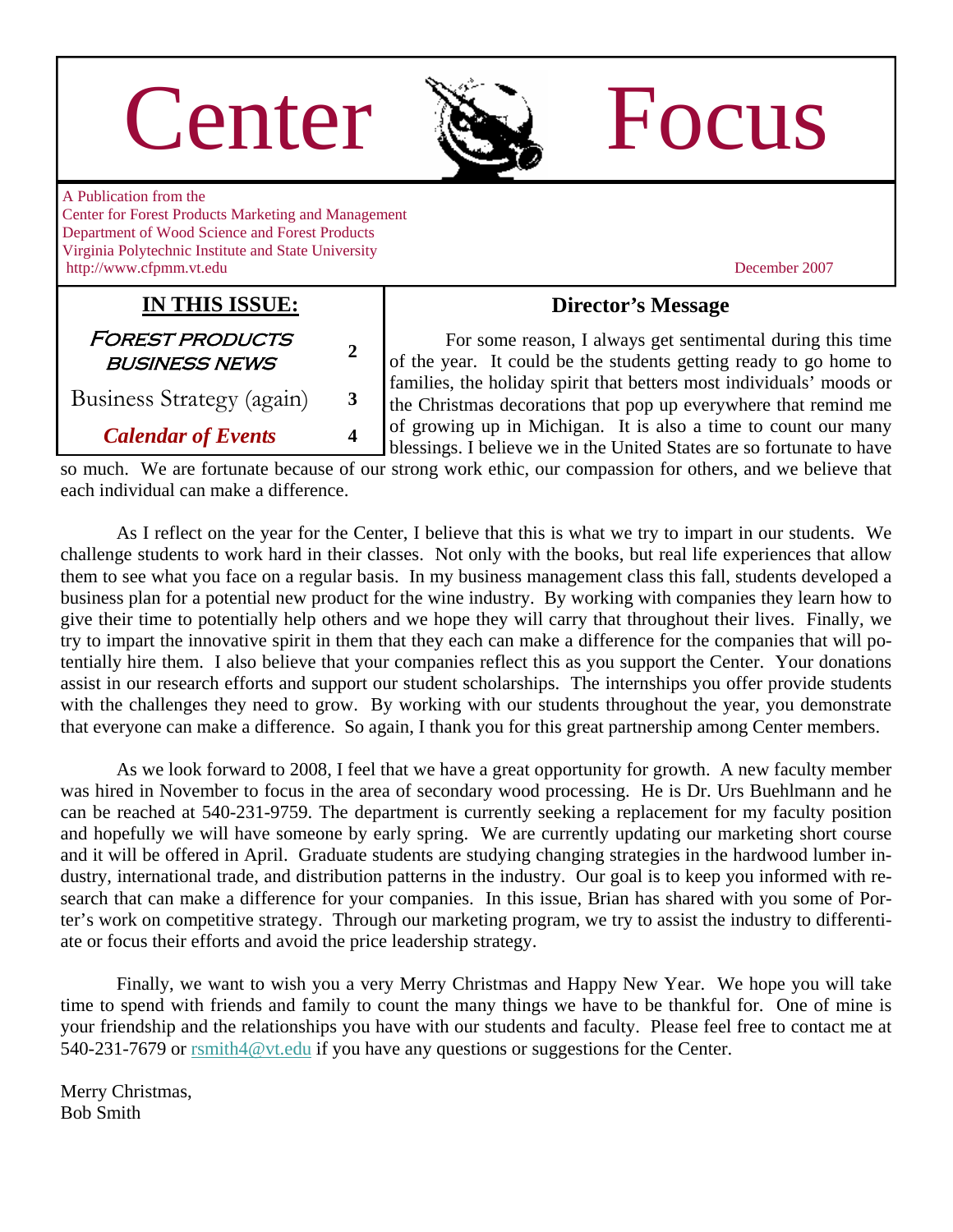# Center Focus

A Publication from the
Center for Forest Products Marketing and Management
Department of Wood Science and Forest Products
Virginia Polytechnic Institute and State University
http://www.cfpmm.vt.edu

December 2007

**IN THIS ISSUE:**

| | |
|---|---|
| Forest Products Business News | 2 |
| Business Strategy (again) | 3 |
| *Calendar of Events* | 4 |

## Director's Message

For some reason, I always get sentimental during this time of the year. It could be the students getting ready to go home to families, the holiday spirit that betters most individuals' moods or the Christmas decorations that pop up everywhere that remind me of growing up in Michigan. It is also a time to count our many blessings. I believe we in the United States are so fortunate to have so much. We are fortunate because of our strong work ethic, our compassion for others, and we believe that each individual can make a difference.

As I reflect on the year for the Center, I believe that this is what we try to impart in our students. We challenge students to work hard in their classes. Not only with the books, but real life experiences that allow them to see what you face on a regular basis. In my business management class this fall, students developed a business plan for a potential new product for the wine industry. By working with companies they learn how to give their time to potentially help others and we hope they will carry that throughout their lives. Finally, we try to impart the innovative spirit in them that they each can make a difference for the companies that will potentially hire them. I also believe that your companies reflect this as you support the Center. Your donations assist in our research efforts and support our student scholarships. The internships you offer provide students with the challenges they need to grow. By working with our students throughout the year, you demonstrate that everyone can make a difference. So again, I thank you for this great partnership among Center members.

As we look forward to 2008, I feel that we have a great opportunity for growth. A new faculty member was hired in November to focus in the area of secondary wood processing. He is Dr. Urs Buehlmann and he can be reached at 540-231-9759. The department is currently seeking a replacement for my faculty position and hopefully we will have someone by early spring. We are currently updating our marketing short course and it will be offered in April. Graduate students are studying changing strategies in the hardwood lumber industry, international trade, and distribution patterns in the industry. Our goal is to keep you informed with research that can make a difference for your companies. In this issue, Brian has shared with you some of Porter's work on competitive strategy. Through our marketing program, we try to assist the industry to differentiate or focus their efforts and avoid the price leadership strategy.

Finally, we want to wish you a very Merry Christmas and Happy New Year. We hope you will take time to spend with friends and family to count the many things we have to be thankful for. One of mine is your friendship and the relationships you have with our students and faculty. Please feel free to contact me at 540-231-7679 or rsmith4@vt.edu if you have any questions or suggestions for the Center.

Merry Christmas,
Bob Smith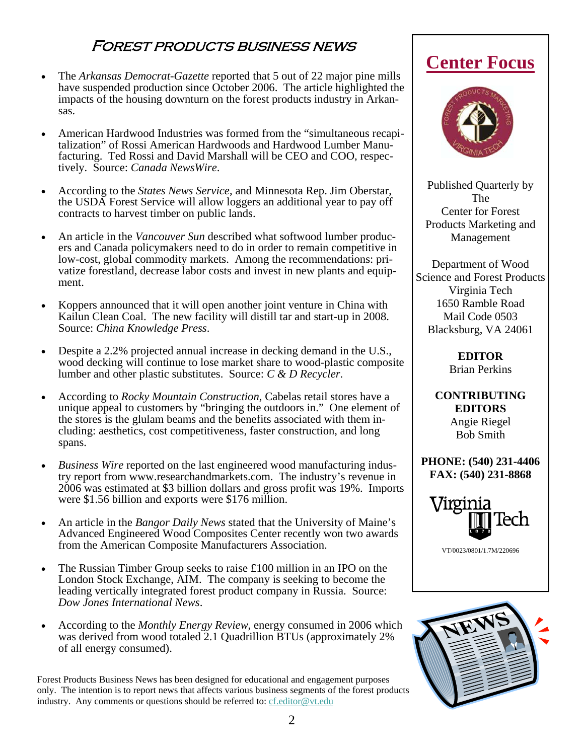## Forest Products Business News

- The *Arkansas Democrat-Gazette* reported that 5 out of 22 major pine mills have suspended production since October 2006. The article highlighted the impacts of the housing downturn on the forest products industry in Arkansas.
- American Hardwood Industries was formed from the "simultaneous recapitalization" of Rossi American Hardwoods and Hardwood Lumber Manufacturing. Ted Rossi and David Marshall will be CEO and COO, respectively. Source: *Canada NewsWire*.
- According to the *States News Service*, and Minnesota Rep. Jim Oberstar, the USDA Forest Service will allow loggers an additional year to pay off contracts to harvest timber on public lands.
- An article in the *Vancouver Sun* described what softwood lumber producers and Canada policymakers need to do in order to remain competitive in low-cost, global commodity markets. Among the recommendations: privatize forestland, decrease labor costs and invest in new plants and equipment.
- Koppers announced that it will open another joint venture in China with Kailun Clean Coal. The new facility will distill tar and start-up in 2008. Source: *China Knowledge Press*.
- Despite a 2.2% projected annual increase in decking demand in the U.S., wood decking will continue to lose market share to wood-plastic composite lumber and other plastic substitutes. Source: *C & D Recycler*.
- According to *Rocky Mountain Construction*, Cabelas retail stores have a unique appeal to customers by "bringing the outdoors in." One element of the stores is the glulam beams and the benefits associated with them including: aesthetics, cost competitiveness, faster construction, and long spans.
- *Business Wire* reported on the last engineered wood manufacturing industry report from www.researchandmarkets.com. The industry's revenue in 2006 was estimated at $3 billion dollars and gross profit was 19%. Imports were $1.56 billion and exports were $176 million.
- An article in the *Bangor Daily News* stated that the University of Maine's Advanced Engineered Wood Composites Center recently won two awards from the American Composite Manufacturers Association.
- The Russian Timber Group seeks to raise £100 million in an IPO on the London Stock Exchange, AIM. The company is seeking to become the leading vertically integrated forest product company in Russia. Source: *Dow Jones International News*.
- According to the *Monthly Energy Review*, energy consumed in 2006 which was derived from wood totaled 2.1 Quadrillion BTUs (approximately 2% of all energy consumed).

Forest Products Business News has been designed for educational and engagement purposes only. The intention is to report news that affects various business segments of the forest products industry. Any comments or questions should be referred to: cf.editor@vt.edu

## Center Focus

Published Quarterly by The Center for Forest Products Marketing and Management

Department of Wood Science and Forest Products
Virginia Tech
1650 Ramble Road
Mail Code 0503
Blacksburg, VA 24061

**EDITOR**
Brian Perkins

**CONTRIBUTING EDITORS**
Angie Riegel
Bob Smith

**PHONE: (540) 231-4406**
**FAX: (540) 231-8868**

Virginia Tech

VT/0023/0801/1.7M/220696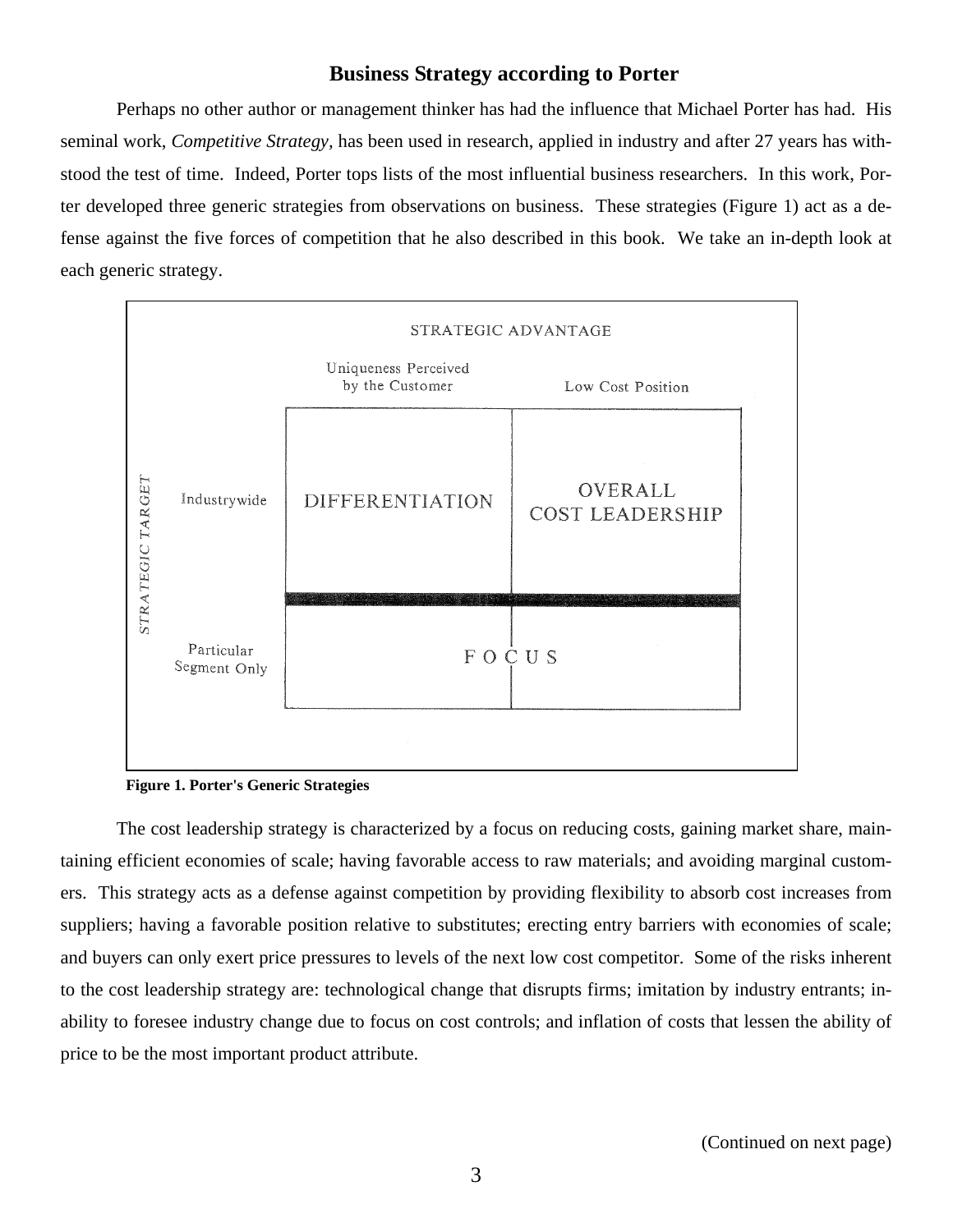## Business Strategy according to Porter

Perhaps no other author or management thinker has had the influence that Michael Porter has had. His seminal work, *Competitive Strategy,* has been used in research, applied in industry and after 27 years has withstood the test of time. Indeed, Porter tops lists of the most influential business researchers. In this work, Porter developed three generic strategies from observations on business. These strategies (Figure 1) act as a defense against the five forces of competition that he also described in this book. We take an in-depth look at each generic strategy.

| STRATEGIC TARGET | STRATEGIC ADVANTAGE: Uniqueness Perceived by the Customer | STRATEGIC ADVANTAGE: Low Cost Position |
|---|---|---|
| Industrywide | DIFFERENTIATION | OVERALL COST LEADERSHIP |
| Particular Segment Only | FOCUS | |

**Figure 1. Porter's Generic Strategies**

The cost leadership strategy is characterized by a focus on reducing costs, gaining market share, maintaining efficient economies of scale; having favorable access to raw materials; and avoiding marginal customers. This strategy acts as a defense against competition by providing flexibility to absorb cost increases from suppliers; having a favorable position relative to substitutes; erecting entry barriers with economies of scale; and buyers can only exert price pressures to levels of the next low cost competitor. Some of the risks inherent to the cost leadership strategy are: technological change that disrupts firms; imitation by industry entrants; inability to foresee industry change due to focus on cost controls; and inflation of costs that lessen the ability of price to be the most important product attribute.

(Continued on next page)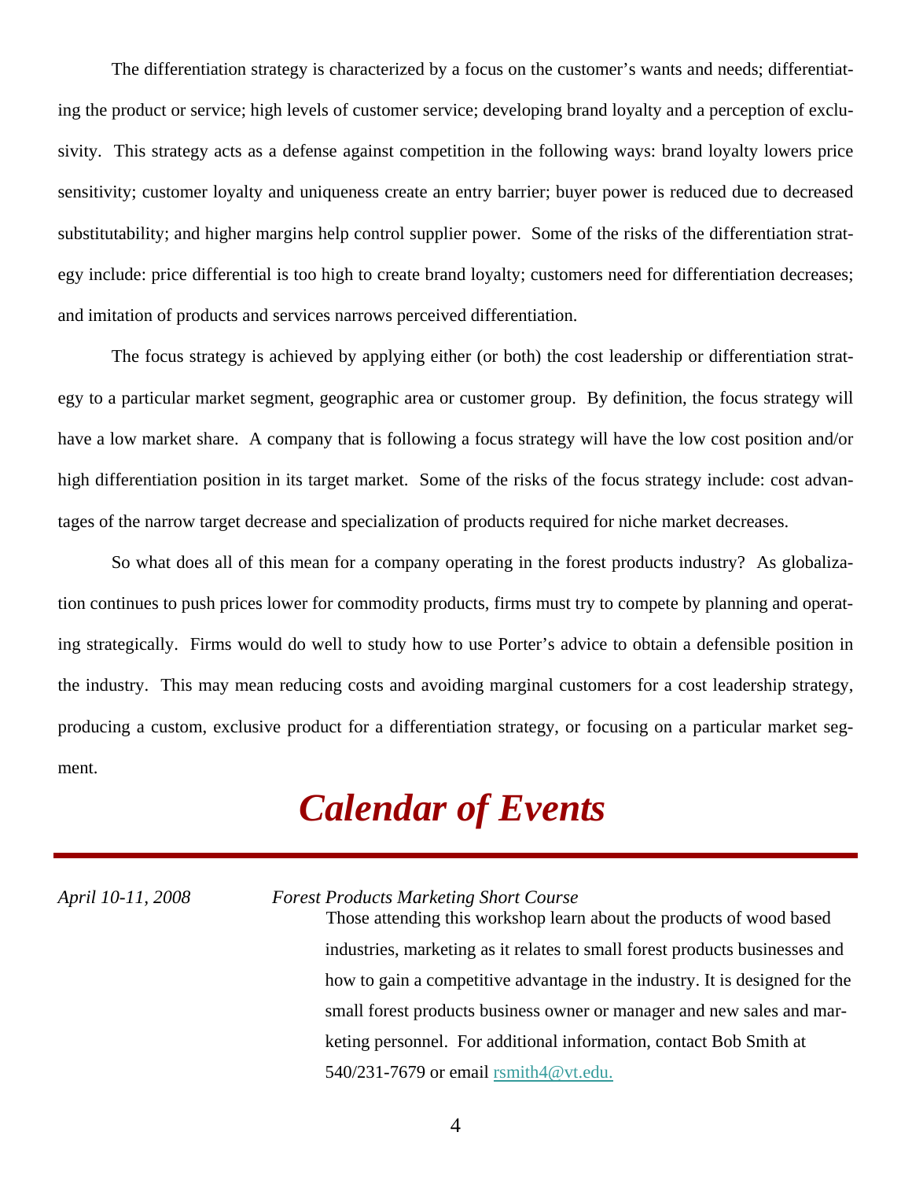The differentiation strategy is characterized by a focus on the customer's wants and needs; differentiating the product or service; high levels of customer service; developing brand loyalty and a perception of exclusivity. This strategy acts as a defense against competition in the following ways: brand loyalty lowers price sensitivity; customer loyalty and uniqueness create an entry barrier; buyer power is reduced due to decreased substitutability; and higher margins help control supplier power. Some of the risks of the differentiation strategy include: price differential is too high to create brand loyalty; customers need for differentiation decreases; and imitation of products and services narrows perceived differentiation.

The focus strategy is achieved by applying either (or both) the cost leadership or differentiation strategy to a particular market segment, geographic area or customer group. By definition, the focus strategy will have a low market share. A company that is following a focus strategy will have the low cost position and/or high differentiation position in its target market. Some of the risks of the focus strategy include: cost advantages of the narrow target decrease and specialization of products required for niche market decreases.

So what does all of this mean for a company operating in the forest products industry? As globalization continues to push prices lower for commodity products, firms must try to compete by planning and operating strategically. Firms would do well to study how to use Porter's advice to obtain a defensible position in the industry. This may mean reducing costs and avoiding marginal customers for a cost leadership strategy, producing a custom, exclusive product for a differentiation strategy, or focusing on a particular market segment.

# *Calendar of Events*

*April 10-11, 2008* — *Forest Products Marketing Short Course*

Those attending this workshop learn about the products of wood based industries, marketing as it relates to small forest products businesses and how to gain a competitive advantage in the industry. It is designed for the small forest products business owner or manager and new sales and marketing personnel. For additional information, contact Bob Smith at 540/231-7679 or email rsmith4@vt.edu.